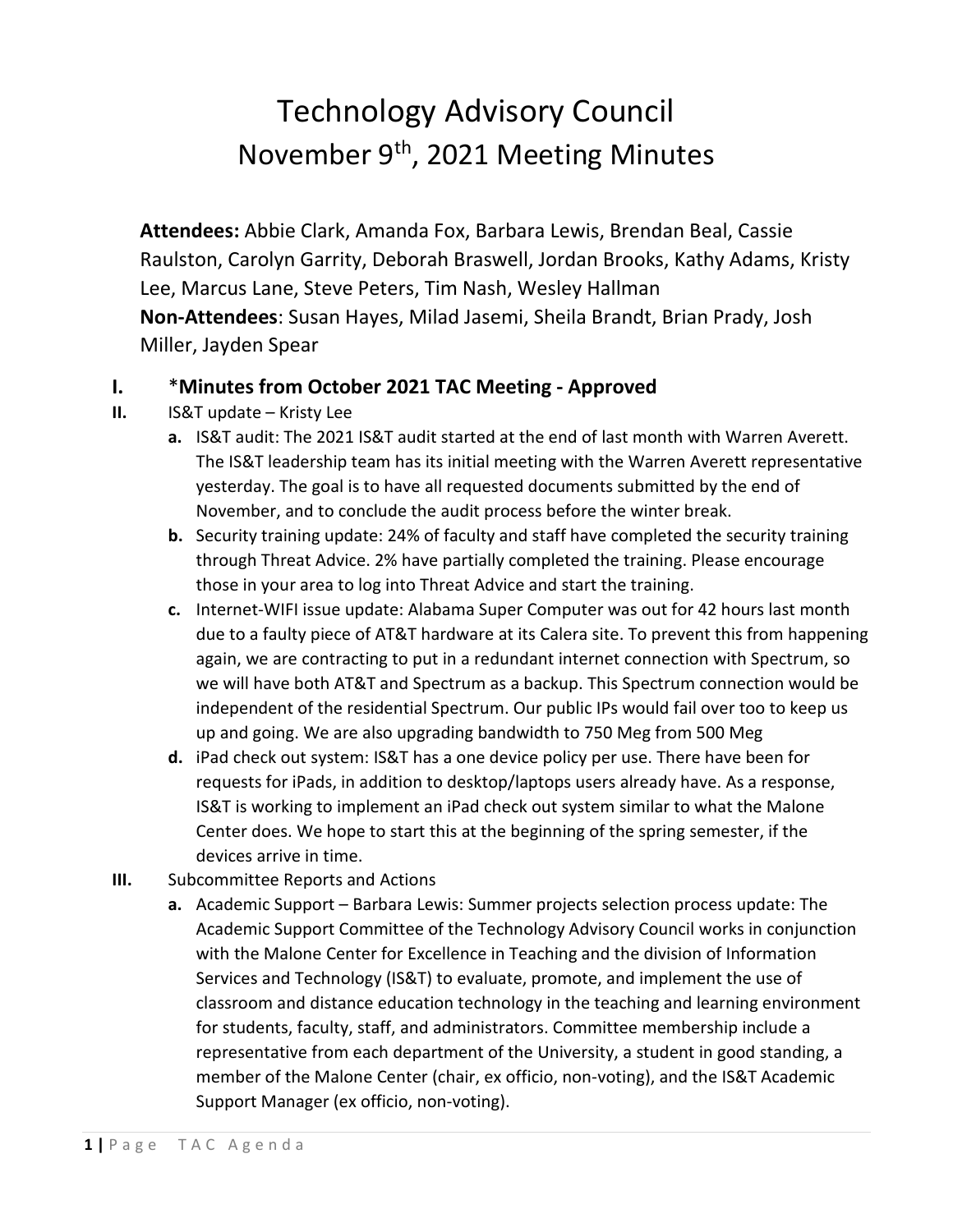# Technology Advisory Council

## November 9th, 2021 Meeting Minutes

**Attendees:** Abbie Clark, Amanda Fox, Barbara Lewis, Brendan Beal, Cassie Raulston, Carolyn Garrity, Deborah Braswell, Jordan Brooks, Kathy Adams, Kristy Lee, Marcus Lane, Steve Peters, Tim Nash, Wesley Hallman
**Non-Attendees**: Susan Hayes, Milad Jasemi, Sheila Brandt, Brian Prady, Josh Miller, Jayden Spear

I. ***Minutes from October 2021 TAC Meeting - Approved**

II. IS&T update – Kristy Lee

   a. IS&T audit: The 2021 IS&T audit started at the end of last month with Warren Averett. The IS&T leadership team has its initial meeting with the Warren Averett representative yesterday. The goal is to have all requested documents submitted by the end of November, and to conclude the audit process before the winter break.

   b. Security training update: 24% of faculty and staff have completed the security training through Threat Advice. 2% have partially completed the training. Please encourage those in your area to log into Threat Advice and start the training.

   c. Internet-WIFI issue update: Alabama Super Computer was out for 42 hours last month due to a faulty piece of AT&T hardware at its Calera site. To prevent this from happening again, we are contracting to put in a redundant internet connection with Spectrum, so we will have both AT&T and Spectrum as a backup. This Spectrum connection would be independent of the residential Spectrum. Our public IPs would fail over too to keep us up and going. We are also upgrading bandwidth to 750 Meg from 500 Meg

   d. iPad check out system: IS&T has a one device policy per use. There have been for requests for iPads, in addition to desktop/laptops users already have. As a response, IS&T is working to implement an iPad check out system similar to what the Malone Center does. We hope to start this at the beginning of the spring semester, if the devices arrive in time.

III. Subcommittee Reports and Actions

   a. Academic Support – Barbara Lewis: Summer projects selection process update: The Academic Support Committee of the Technology Advisory Council works in conjunction with the Malone Center for Excellence in Teaching and the division of Information Services and Technology (IS&T) to evaluate, promote, and implement the use of classroom and distance education technology in the teaching and learning environment for students, faculty, staff, and administrators. Committee membership include a representative from each department of the University, a student in good standing, a member of the Malone Center (chair, ex officio, non-voting), and the IS&T Academic Support Manager (ex officio, non-voting).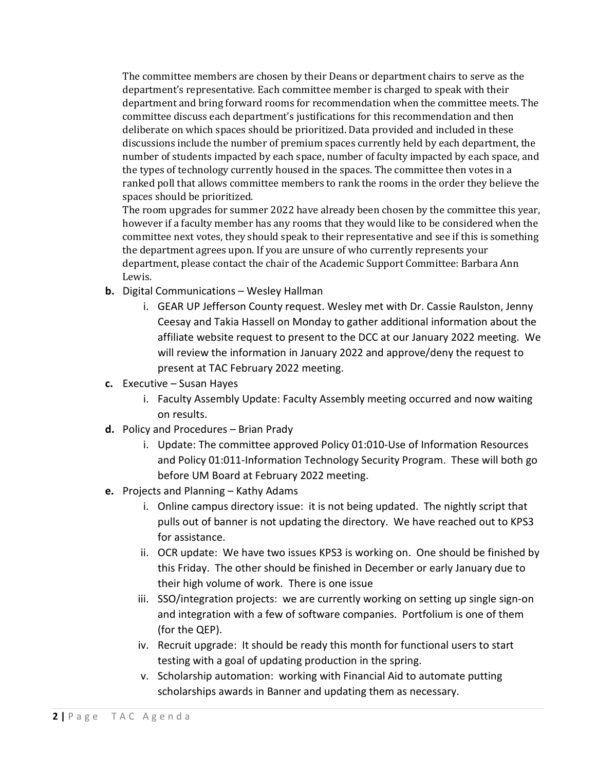The committee members are chosen by their Deans or department chairs to serve as the department's representative. Each committee member is charged to speak with their department and bring forward rooms for recommendation when the committee meets. The committee discuss each department's justifications for this recommendation and then deliberate on which spaces should be prioritized. Data provided and included in these discussions include the number of premium spaces currently held by each department, the number of students impacted by each space, number of faculty impacted by each space, and the types of technology currently housed in the spaces. The committee then votes in a ranked poll that allows committee members to rank the rooms in the order they believe the spaces should be prioritized.

The room upgrades for summer 2022 have already been chosen by the committee this year, however if a faculty member has any rooms that they would like to be considered when the committee next votes, they should speak to their representative and see if this is something the department agrees upon. If you are unsure of who currently represents your department, please contact the chair of the Academic Support Committee: Barbara Ann Lewis.

**b.** Digital Communications – Wesley Hallman

  i. GEAR UP Jefferson County request. Wesley met with Dr. Cassie Raulston, Jenny Ceesay and Takia Hassell on Monday to gather additional information about the affiliate website request to present to the DCC at our January 2022 meeting. We will review the information in January 2022 and approve/deny the request to present at TAC February 2022 meeting.

**c.** Executive – Susan Hayes

  i. Faculty Assembly Update: Faculty Assembly meeting occurred and now waiting on results.

**d.** Policy and Procedures – Brian Prady

  i. Update: The committee approved Policy 01:010-Use of Information Resources and Policy 01:011-Information Technology Security Program. These will both go before UM Board at February 2022 meeting.

**e.** Projects and Planning – Kathy Adams

  i. Online campus directory issue: it is not being updated. The nightly script that pulls out of banner is not updating the directory. We have reached out to KPS3 for assistance.

  ii. OCR update: We have two issues KPS3 is working on. One should be finished by this Friday. The other should be finished in December or early January due to their high volume of work. There is one issue

  iii. SSO/integration projects: we are currently working on setting up single sign-on and integration with a few of software companies. Portfolium is one of them (for the QEP).

  iv. Recruit upgrade: It should be ready this month for functional users to start testing with a goal of updating production in the spring.

  v. Scholarship automation: working with Financial Aid to automate putting scholarships awards in Banner and updating them as necessary.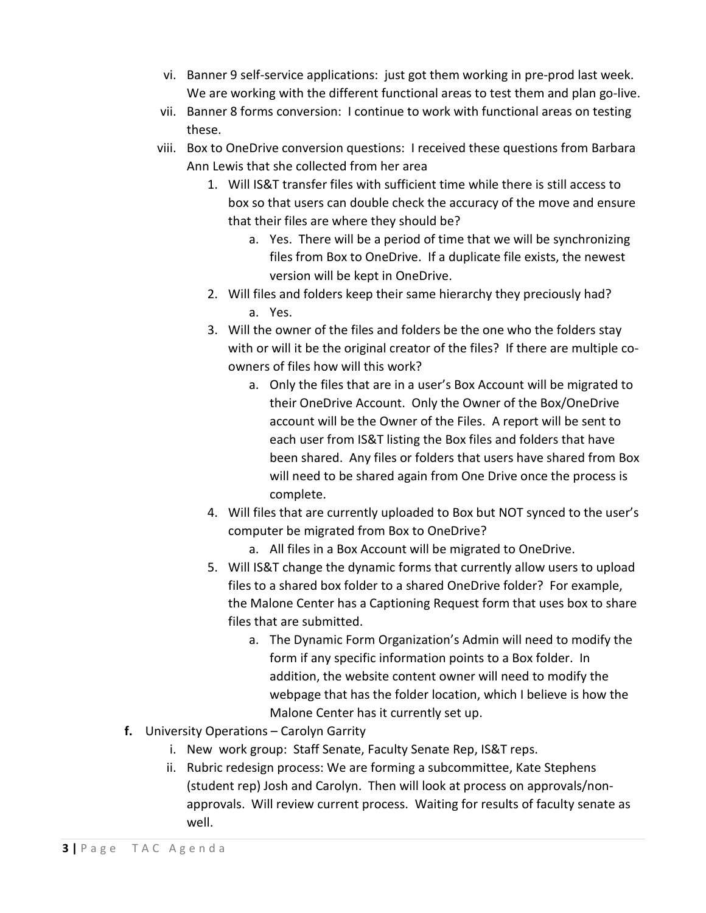- vi. Banner 9 self-service applications: just got them working in pre-prod last week. We are working with the different functional areas to test them and plan go-live.
- vii. Banner 8 forms conversion: I continue to work with functional areas on testing these.
- viii. Box to OneDrive conversion questions: I received these questions from Barbara Ann Lewis that she collected from her area
    1. Will IS&T transfer files with sufficient time while there is still access to box so that users can double check the accuracy of the move and ensure that their files are where they should be?
        a. Yes. There will be a period of time that we will be synchronizing files from Box to OneDrive. If a duplicate file exists, the newest version will be kept in OneDrive.
    2. Will files and folders keep their same hierarchy they preciously had?
        a. Yes.
    3. Will the owner of the files and folders be the one who the folders stay with or will it be the original creator of the files? If there are multiple co-owners of files how will this work?
        a. Only the files that are in a user's Box Account will be migrated to their OneDrive Account. Only the Owner of the Box/OneDrive account will be the Owner of the Files. A report will be sent to each user from IS&T listing the Box files and folders that have been shared. Any files or folders that users have shared from Box will need to be shared again from One Drive once the process is complete.
    4. Will files that are currently uploaded to Box but NOT synced to the user's computer be migrated from Box to OneDrive?
        a. All files in a Box Account will be migrated to OneDrive.
    5. Will IS&T change the dynamic forms that currently allow users to upload files to a shared box folder to a shared OneDrive folder? For example, the Malone Center has a Captioning Request form that uses box to share files that are submitted.
        a. The Dynamic Form Organization's Admin will need to modify the form if any specific information points to a Box folder. In addition, the website content owner will need to modify the webpage that has the folder location, which I believe is how the Malone Center has it currently set up.

**f.** University Operations – Carolyn Garrity
- i. New work group: Staff Senate, Faculty Senate Rep, IS&T reps.
- ii. Rubric redesign process: We are forming a subcommittee, Kate Stephens (student rep) Josh and Carolyn. Then will look at process on approvals/non-approvals. Will review current process. Waiting for results of faculty senate as well.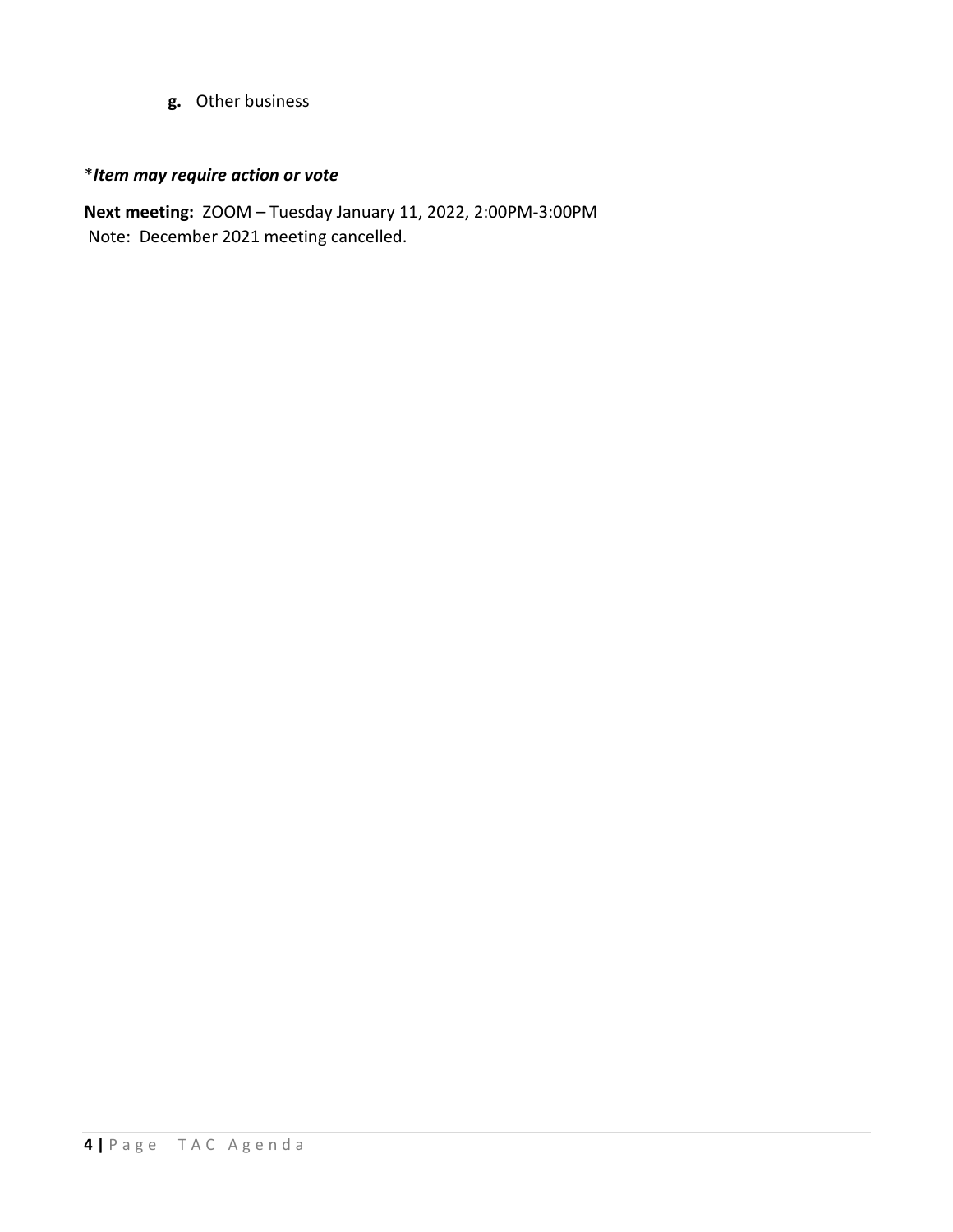**g.** Other business

\****Item may require action or vote***

**Next meeting:** ZOOM – Tuesday January 11, 2022, 2:00PM-3:00PM
Note: December 2021 meeting cancelled.